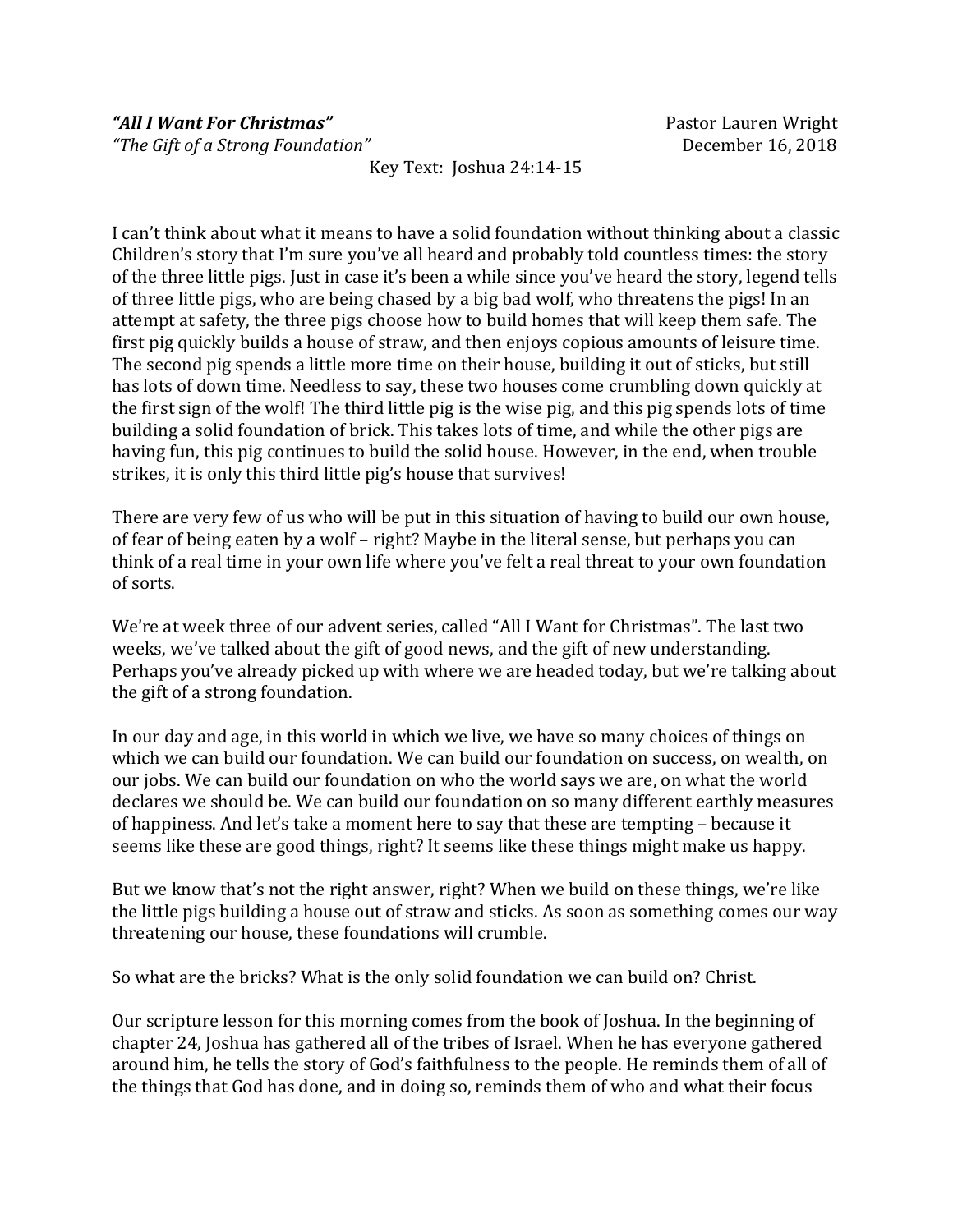***"All I Want For Christmas"*** Pastor Lauren Wright

*"The Gift of a Strong Foundation"* December 16, 2018

Key Text: Joshua 24:14-15

I can't think about what it means to have a solid foundation without thinking about a classic Children's story that I'm sure you've all heard and probably told countless times: the story of the three little pigs. Just in case it's been a while since you've heard the story, legend tells of three little pigs, who are being chased by a big bad wolf, who threatens the pigs! In an attempt at safety, the three pigs choose how to build homes that will keep them safe. The first pig quickly builds a house of straw, and then enjoys copious amounts of leisure time. The second pig spends a little more time on their house, building it out of sticks, but still has lots of down time. Needless to say, these two houses come crumbling down quickly at the first sign of the wolf! The third little pig is the wise pig, and this pig spends lots of time building a solid foundation of brick. This takes lots of time, and while the other pigs are having fun, this pig continues to build the solid house. However, in the end, when trouble strikes, it is only this third little pig's house that survives!

There are very few of us who will be put in this situation of having to build our own house, of fear of being eaten by a wolf – right? Maybe in the literal sense, but perhaps you can think of a real time in your own life where you've felt a real threat to your own foundation of sorts.

We're at week three of our advent series, called "All I Want for Christmas". The last two weeks, we've talked about the gift of good news, and the gift of new understanding. Perhaps you've already picked up with where we are headed today, but we're talking about the gift of a strong foundation.

In our day and age, in this world in which we live, we have so many choices of things on which we can build our foundation. We can build our foundation on success, on wealth, on our jobs. We can build our foundation on who the world says we are, on what the world declares we should be. We can build our foundation on so many different earthly measures of happiness. And let's take a moment here to say that these are tempting – because it seems like these are good things, right? It seems like these things might make us happy.

But we know that's not the right answer, right? When we build on these things, we're like the little pigs building a house out of straw and sticks. As soon as something comes our way threatening our house, these foundations will crumble.

So what are the bricks? What is the only solid foundation we can build on? Christ.

Our scripture lesson for this morning comes from the book of Joshua. In the beginning of chapter 24, Joshua has gathered all of the tribes of Israel. When he has everyone gathered around him, he tells the story of God's faithfulness to the people. He reminds them of all of the things that God has done, and in doing so, reminds them of who and what their focus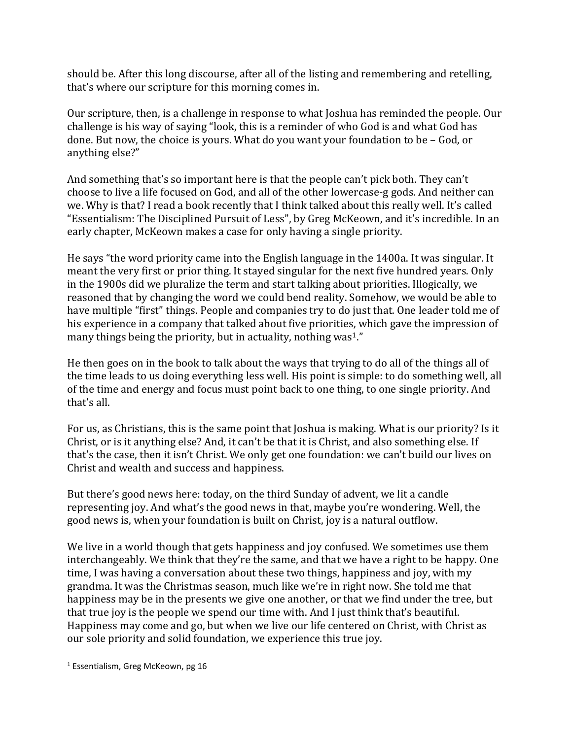should be. After this long discourse, after all of the listing and remembering and retelling, that's where our scripture for this morning comes in.

Our scripture, then, is a challenge in response to what Joshua has reminded the people. Our challenge is his way of saying "look, this is a reminder of who God is and what God has done. But now, the choice is yours. What do you want your foundation to be – God, or anything else?"

And something that's so important here is that the people can't pick both. They can't choose to live a life focused on God, and all of the other lowercase-g gods. And neither can we. Why is that? I read a book recently that I think talked about this really well. It's called "Essentialism: The Disciplined Pursuit of Less", by Greg McKeown, and it's incredible. In an early chapter, McKeown makes a case for only having a single priority.

He says "the word priority came into the English language in the 1400a. It was singular. It meant the very first or prior thing. It stayed singular for the next five hundred years. Only in the 1900s did we pluralize the term and start talking about priorities. Illogically, we reasoned that by changing the word we could bend reality. Somehow, we would be able to have multiple "first" things. People and companies try to do just that. One leader told me of his experience in a company that talked about five priorities, which gave the impression of many things being the priority, but in actuality, nothing was[1]."

He then goes on in the book to talk about the ways that trying to do all of the things all of the time leads to us doing everything less well. His point is simple: to do something well, all of the time and energy and focus must point back to one thing, to one single priority. And that's all.

For us, as Christians, this is the same point that Joshua is making. What is our priority? Is it Christ, or is it anything else? And, it can't be that it is Christ, and also something else. If that's the case, then it isn't Christ. We only get one foundation: we can't build our lives on Christ and wealth and success and happiness.

But there's good news here: today, on the third Sunday of advent, we lit a candle representing joy. And what's the good news in that, maybe you're wondering. Well, the good news is, when your foundation is built on Christ, joy is a natural outflow.

We live in a world though that gets happiness and joy confused. We sometimes use them interchangeably. We think that they're the same, and that we have a right to be happy. One time, I was having a conversation about these two things, happiness and joy, with my grandma. It was the Christmas season, much like we're in right now. She told me that happiness may be in the presents we give one another, or that we find under the tree, but that true joy is the people we spend our time with. And I just think that's beautiful. Happiness may come and go, but when we live our life centered on Christ, with Christ as our sole priority and solid foundation, we experience this true joy.

---

[1] Essentialism, Greg McKeown, pg 16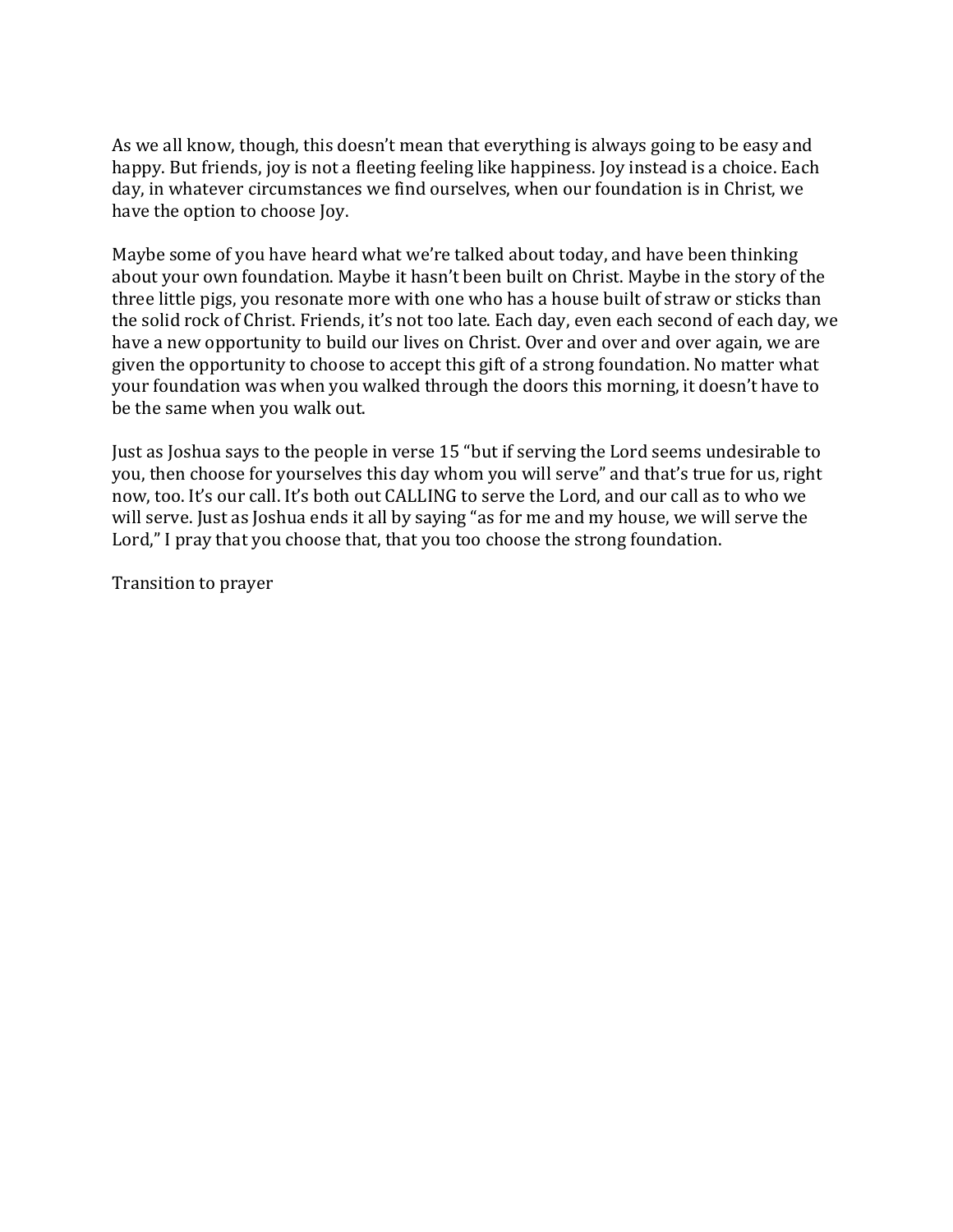As we all know, though, this doesn't mean that everything is always going to be easy and happy. But friends, joy is not a fleeting feeling like happiness. Joy instead is a choice. Each day, in whatever circumstances we find ourselves, when our foundation is in Christ, we have the option to choose Joy.

Maybe some of you have heard what we're talked about today, and have been thinking about your own foundation. Maybe it hasn't been built on Christ. Maybe in the story of the three little pigs, you resonate more with one who has a house built of straw or sticks than the solid rock of Christ. Friends, it's not too late. Each day, even each second of each day, we have a new opportunity to build our lives on Christ. Over and over and over again, we are given the opportunity to choose to accept this gift of a strong foundation. No matter what your foundation was when you walked through the doors this morning, it doesn't have to be the same when you walk out.

Just as Joshua says to the people in verse 15 "but if serving the Lord seems undesirable to you, then choose for yourselves this day whom you will serve" and that's true for us, right now, too. It's our call. It's both out CALLING to serve the Lord, and our call as to who we will serve. Just as Joshua ends it all by saying "as for me and my house, we will serve the Lord," I pray that you choose that, that you too choose the strong foundation.

Transition to prayer